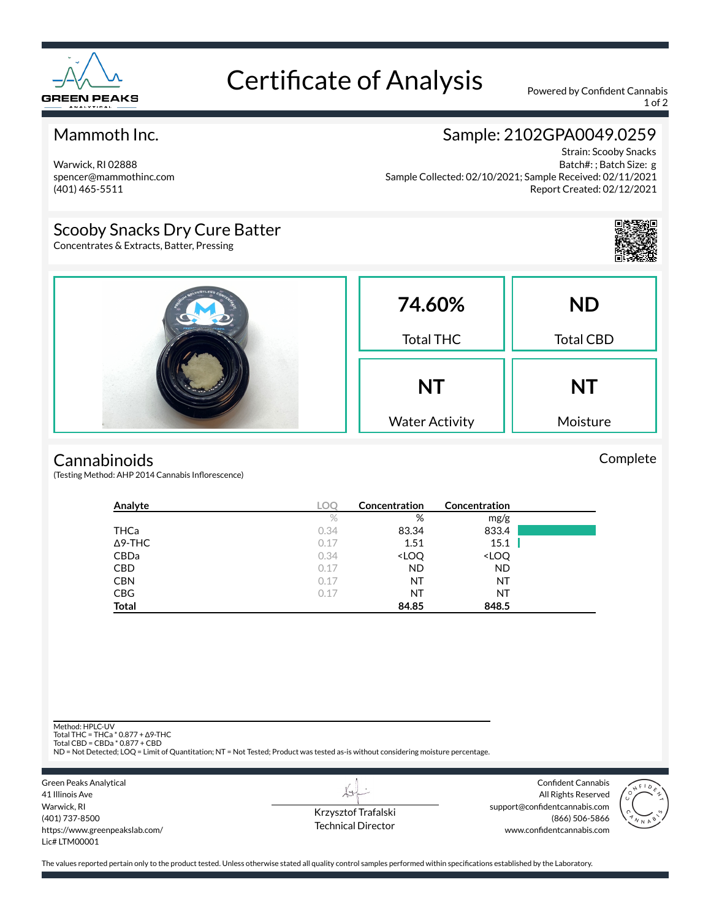# Certificate of Analysis

Powered by Confident Cannabis

## Mammoth Inc.

Warwick, RI 02888
spencer@mammothinc.com
(401) 465-5511

## Sample: 2102GPA0049.0259

Strain: Scooby Snacks
Batch#: ; Batch Size: g
Sample Collected: 02/10/2021; Sample Received: 02/11/2021
Report Created: 02/12/2021

## Scooby Snacks Dry Cure Batter

Concentrates & Extracts, Batter, Pressing

| 74.60% | ND |
|---|---|
| Total THC | Total CBD |
| **NT** | **NT** |
| Water Activity | Moisture |

## Cannabinoids

Complete

(Testing Method: AHP 2014 Cannabis Inflorescence)

| Analyte | LOQ | Concentration | Concentration |
|---|---|---|---|
| | % | % | mg/g |
| THCa | 0.34 | 83.34 | 833.4 |
| Δ9-THC | 0.17 | 1.51 | 15.1 |
| CBDa | 0.34 | <LOQ | <LOQ |
| CBD | 0.17 | ND | ND |
| CBN | 0.17 | NT | NT |
| CBG | 0.17 | NT | NT |
| **Total** | | **84.85** | **848.5** |

Method: HPLC-UV
Total THC = THCa * 0.877 + Δ9-THC
Total CBD = CBDa * 0.877 + CBD
ND = Not Detected; LOQ = Limit of Quantitation; NT = Not Tested; Product was tested as-is without considering moisture percentage.

Green Peaks Analytical
41 Illinois Ave
Warwick, RI
(401) 737-8500
https://www.greenpeakslab.com/
Lic# LTM00001

Krzysztof Trafalski
Technical Director

Confident Cannabis
All Rights Reserved
support@confidentcannabis.com
(866) 506-5866
www.confidentcannabis.com

The values reported pertain only to the product tested. Unless otherwise stated all quality control samples performed within specifications established by the Laboratory.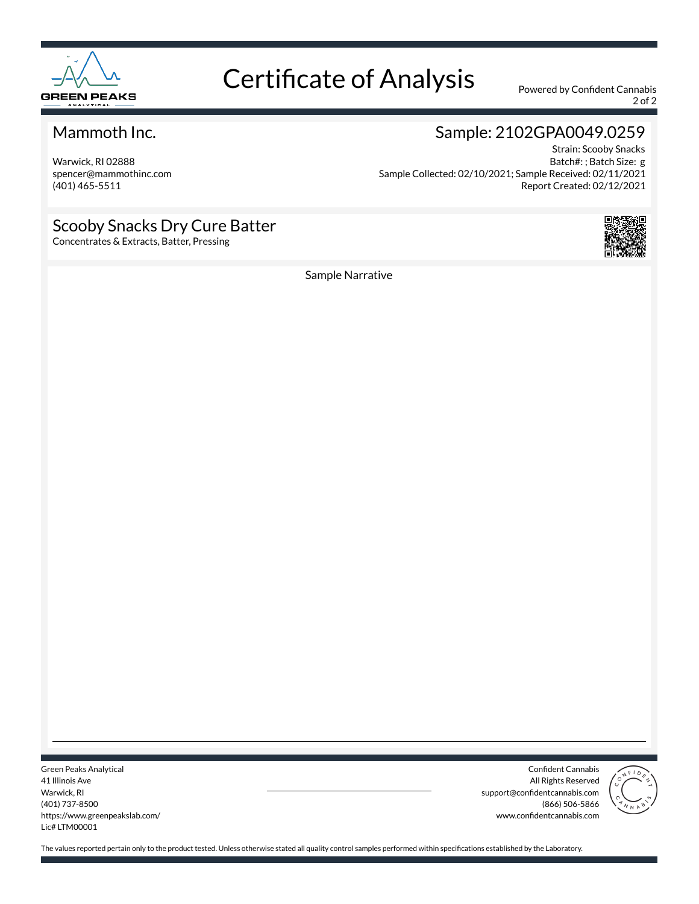# Certificate of Analysis

Powered by Confident Cannabis

## Mammoth Inc.

Warwick, RI 02888
spencer@mammothinc.com
(401) 465-5511

## Sample: 2102GPA0049.0259

Strain: Scooby Snacks
Batch#: ; Batch Size: g
Sample Collected: 02/10/2021; Sample Received: 02/11/2021
Report Created: 02/12/2021

## Scooby Snacks Dry Cure Batter

Concentrates & Extracts, Batter, Pressing

Sample Narrative

Green Peaks Analytical
41 Illinois Ave
Warwick, RI
(401) 737-8500
https://www.greenpeakslab.com/
Lic# LTM00001

Confident Cannabis
All Rights Reserved
support@confidentcannabis.com
(866) 506-5866
www.confidentcannabis.com

The values reported pertain only to the product tested. Unless otherwise stated all quality control samples performed within specifications established by the Laboratory.